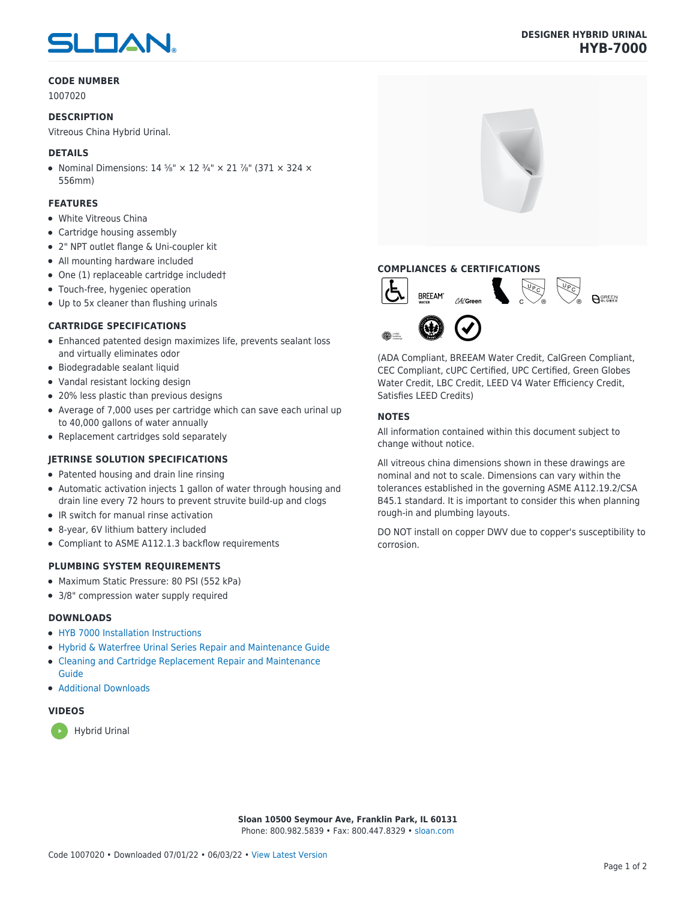# DESIGNER HYBRID URINAL
# HYB-7000

## CODE NUMBER

1007020

## DESCRIPTION

Vitreous China Hybrid Urinal.

## DETAILS

- Nominal Dimensions: 14 ⅝" × 12 ¾" × 21 ⅞" (371 × 324 × 556mm)

## FEATURES

- White Vitreous China
- Cartridge housing assembly
- 2" NPT outlet flange & Uni-coupler kit
- All mounting hardware included
- One (1) replaceable cartridge included†
- Touch-free, hygeniec operation
- Up to 5x cleaner than flushing urinals

## CARTRIDGE SPECIFICATIONS

- Enhanced patented design maximizes life, prevents sealant loss and virtually eliminates odor
- Biodegradable sealant liquid
- Vandal resistant locking design
- 20% less plastic than previous designs
- Average of 7,000 uses per cartridge which can save each urinal up to 40,000 gallons of water annually
- Replacement cartridges sold separately

## JETRINSE SOLUTION SPECIFICATIONS

- Patented housing and drain line rinsing
- Automatic activation injects 1 gallon of water through housing and drain line every 72 hours to prevent struvite build-up and clogs
- IR switch for manual rinse activation
- 8-year, 6V lithium battery included
- Compliant to ASME A112.1.3 backflow requirements

## PLUMBING SYSTEM REQUIREMENTS

- Maximum Static Pressure: 80 PSI (552 kPa)
- 3/8" compression water supply required

## DOWNLOADS

- HYB 7000 Installation Instructions
- Hybrid & Waterfree Urinal Series Repair and Maintenance Guide
- Cleaning and Cartridge Replacement Repair and Maintenance Guide
- Additional Downloads

## VIDEOS

- Hybrid Urinal

## COMPLIANCES & CERTIFICATIONS

(ADA Compliant, BREEAM Water Credit, CalGreen Compliant, CEC Compliant, cUPC Certified, UPC Certified, Green Globes Water Credit, LBC Credit, LEED V4 Water Efficiency Credit, Satisfies LEED Credits)

## NOTES

All information contained within this document subject to change without notice.

All vitreous china dimensions shown in these drawings are nominal and not to scale. Dimensions can vary within the tolerances established in the governing ASME A112.19.2/CSA B45.1 standard. It is important to consider this when planning rough-in and plumbing layouts.

DO NOT install on copper DWV due to copper's susceptibility to corrosion.

**Sloan 10500 Seymour Ave, Franklin Park, IL 60131**
Phone: 800.982.5839 • Fax: 800.447.8329 • sloan.com

Code 1007020 • Downloaded 07/01/22 • 06/03/22 • View Latest Version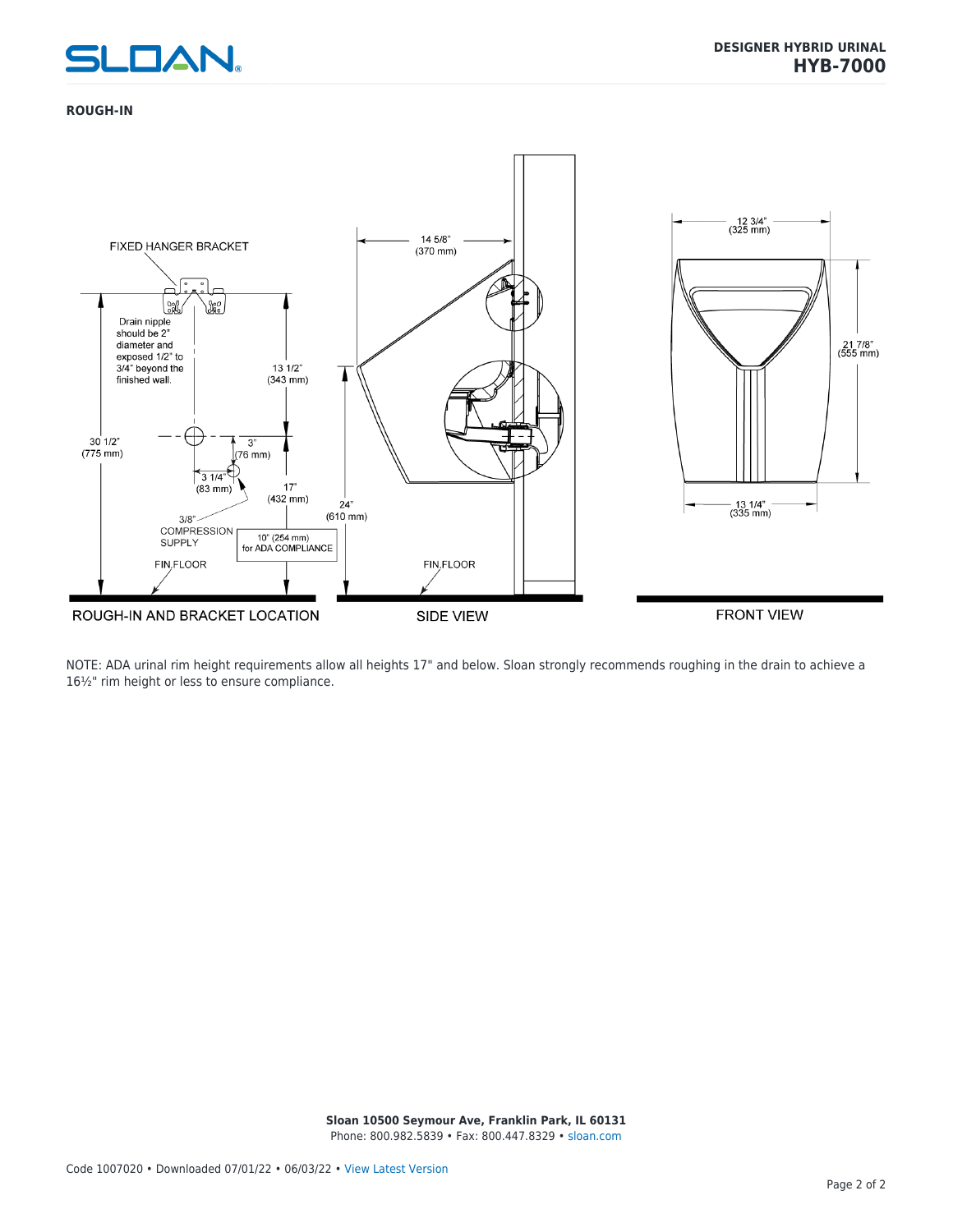**DESIGNER HYBRID URINAL**
**HYB-7000**

**ROUGH-IN**

FIXED HANGER BRACKET

Drain nipple should be 2" diameter and exposed 1/2" to 3/4" beyond the finished wall.

30 1/2" (775 mm)

13 1/2" (343 mm)

3" (76 mm)

3 1/4" (83 mm)

17" (432 mm)

3/8" COMPRESSION SUPPLY

10" (254 mm) for ADA COMPLIANCE

FIN.FLOOR

ROUGH-IN AND BRACKET LOCATION

14 5/8" (370 mm)

24" (610 mm)

FIN.FLOOR

SIDE VIEW

12 3/4" (325 mm)

21 7/8" (555 mm)

13 1/4" (335 mm)

FRONT VIEW

NOTE: ADA urinal rim height requirements allow all heights 17" and below. Sloan strongly recommends roughing in the drain to achieve a 16½" rim height or less to ensure compliance.

**Sloan 10500 Seymour Ave, Franklin Park, IL 60131**
Phone: 800.982.5839 • Fax: 800.447.8329 • sloan.com

Code 1007020 • Downloaded 07/01/22 • 06/03/22 • View Latest Version